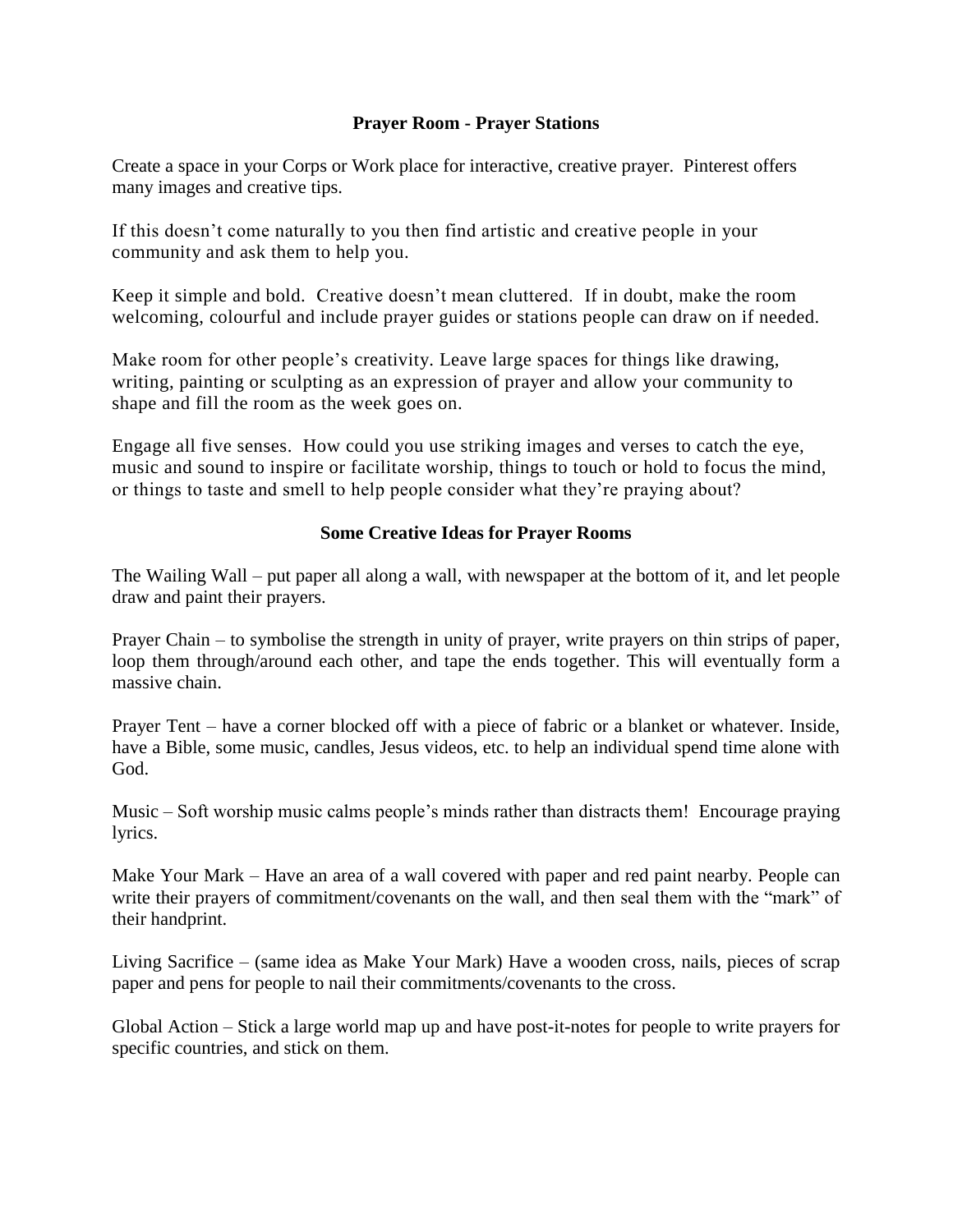## Prayer Room - Prayer Stations

Create a space in your Corps or Work place for interactive, creative prayer. Pinterest offers many images and creative tips.

If this doesn't come naturally to you then find artistic and creative people in your community and ask them to help you.

Keep it simple and bold. Creative doesn't mean cluttered. If in doubt, make the room welcoming, colourful and include prayer guides or stations people can draw on if needed.

Make room for other people's creativity. Leave large spaces for things like drawing, writing, painting or sculpting as an expression of prayer and allow your community to shape and fill the room as the week goes on.

Engage all five senses. How could you use striking images and verses to catch the eye, music and sound to inspire or facilitate worship, things to touch or hold to focus the mind, or things to taste and smell to help people consider what they're praying about?

## Some Creative Ideas for Prayer Rooms

The Wailing Wall – put paper all along a wall, with newspaper at the bottom of it, and let people draw and paint their prayers.

Prayer Chain – to symbolise the strength in unity of prayer, write prayers on thin strips of paper, loop them through/around each other, and tape the ends together. This will eventually form a massive chain.

Prayer Tent – have a corner blocked off with a piece of fabric or a blanket or whatever. Inside, have a Bible, some music, candles, Jesus videos, etc. to help an individual spend time alone with God.

Music – Soft worship music calms people's minds rather than distracts them! Encourage praying lyrics.

Make Your Mark – Have an area of a wall covered with paper and red paint nearby. People can write their prayers of commitment/covenants on the wall, and then seal them with the "mark" of their handprint.

Living Sacrifice – (same idea as Make Your Mark) Have a wooden cross, nails, pieces of scrap paper and pens for people to nail their commitments/covenants to the cross.

Global Action – Stick a large world map up and have post-it-notes for people to write prayers for specific countries, and stick on them.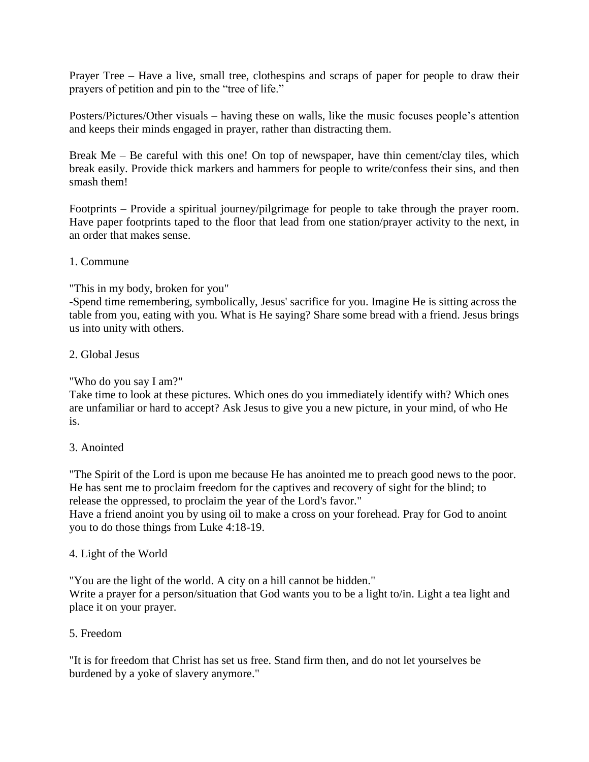Prayer Tree – Have a live, small tree, clothespins and scraps of paper for people to draw their prayers of petition and pin to the "tree of life."

Posters/Pictures/Other visuals – having these on walls, like the music focuses people's attention and keeps their minds engaged in prayer, rather than distracting them.

Break Me – Be careful with this one! On top of newspaper, have thin cement/clay tiles, which break easily. Provide thick markers and hammers for people to write/confess their sins, and then smash them!

Footprints – Provide a spiritual journey/pilgrimage for people to take through the prayer room. Have paper footprints taped to the floor that lead from one station/prayer activity to the next, in an order that makes sense.

1. Commune

"This in my body, broken for you"
-Spend time remembering, symbolically, Jesus' sacrifice for you. Imagine He is sitting across the table from you, eating with you. What is He saying? Share some bread with a friend. Jesus brings us into unity with others.

2. Global Jesus

"Who do you say I am?"
Take time to look at these pictures. Which ones do you immediately identify with? Which ones are unfamiliar or hard to accept? Ask Jesus to give you a new picture, in your mind, of who He is.

3. Anointed

"The Spirit of the Lord is upon me because He has anointed me to preach good news to the poor. He has sent me to proclaim freedom for the captives and recovery of sight for the blind; to release the oppressed, to proclaim the year of the Lord's favor."
Have a friend anoint you by using oil to make a cross on your forehead. Pray for God to anoint you to do those things from Luke 4:18-19.

4. Light of the World

"You are the light of the world. A city on a hill cannot be hidden."
Write a prayer for a person/situation that God wants you to be a light to/in. Light a tea light and place it on your prayer.

5. Freedom

"It is for freedom that Christ has set us free. Stand firm then, and do not let yourselves be burdened by a yoke of slavery anymore."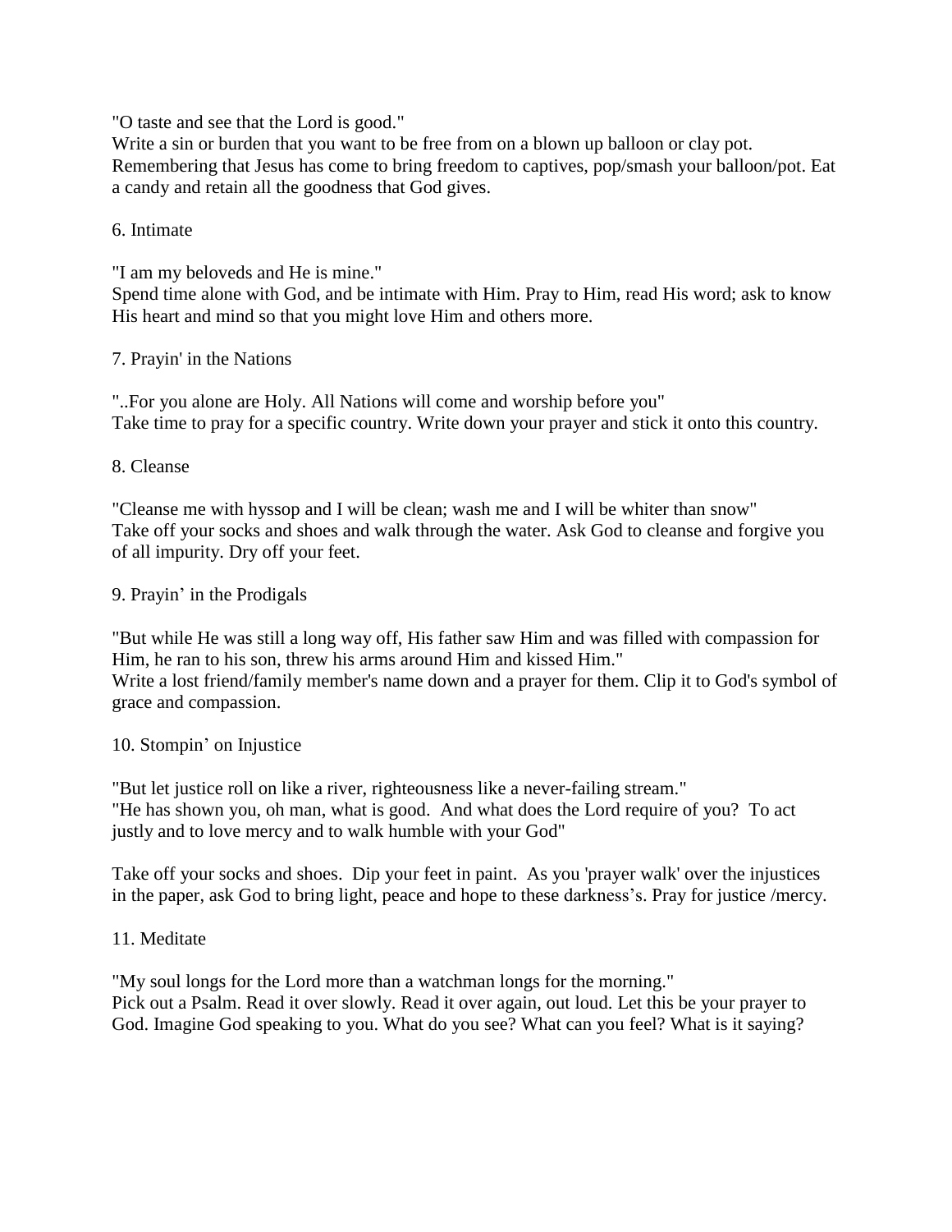"O taste and see that the Lord is good."
Write a sin or burden that you want to be free from on a blown up balloon or clay pot. Remembering that Jesus has come to bring freedom to captives, pop/smash your balloon/pot. Eat a candy and retain all the goodness that God gives.

6. Intimate

"I am my beloveds and He is mine."
Spend time alone with God, and be intimate with Him. Pray to Him, read His word; ask to know His heart and mind so that you might love Him and others more.

7. Prayin' in the Nations

"..For you alone are Holy. All Nations will come and worship before you"
Take time to pray for a specific country. Write down your prayer and stick it onto this country.

8. Cleanse

"Cleanse me with hyssop and I will be clean; wash me and I will be whiter than snow"
Take off your socks and shoes and walk through the water. Ask God to cleanse and forgive you of all impurity. Dry off your feet.

9. Prayin’ in the Prodigals

"But while He was still a long way off, His father saw Him and was filled with compassion for Him, he ran to his son, threw his arms around Him and kissed Him."
Write a lost friend/family member's name down and a prayer for them. Clip it to God's symbol of grace and compassion.

10. Stompin’ on Injustice

"But let justice roll on like a river, righteousness like a never-failing stream."
"He has shown you, oh man, what is good. And what does the Lord require of you? To act justly and to love mercy and to walk humble with your God"

Take off your socks and shoes. Dip your feet in paint. As you 'prayer walk' over the injustices in the paper, ask God to bring light, peace and hope to these darkness’s. Pray for justice /mercy.

11. Meditate

"My soul longs for the Lord more than a watchman longs for the morning."
Pick out a Psalm. Read it over slowly. Read it over again, out loud. Let this be your prayer to God. Imagine God speaking to you. What do you see? What can you feel? What is it saying?